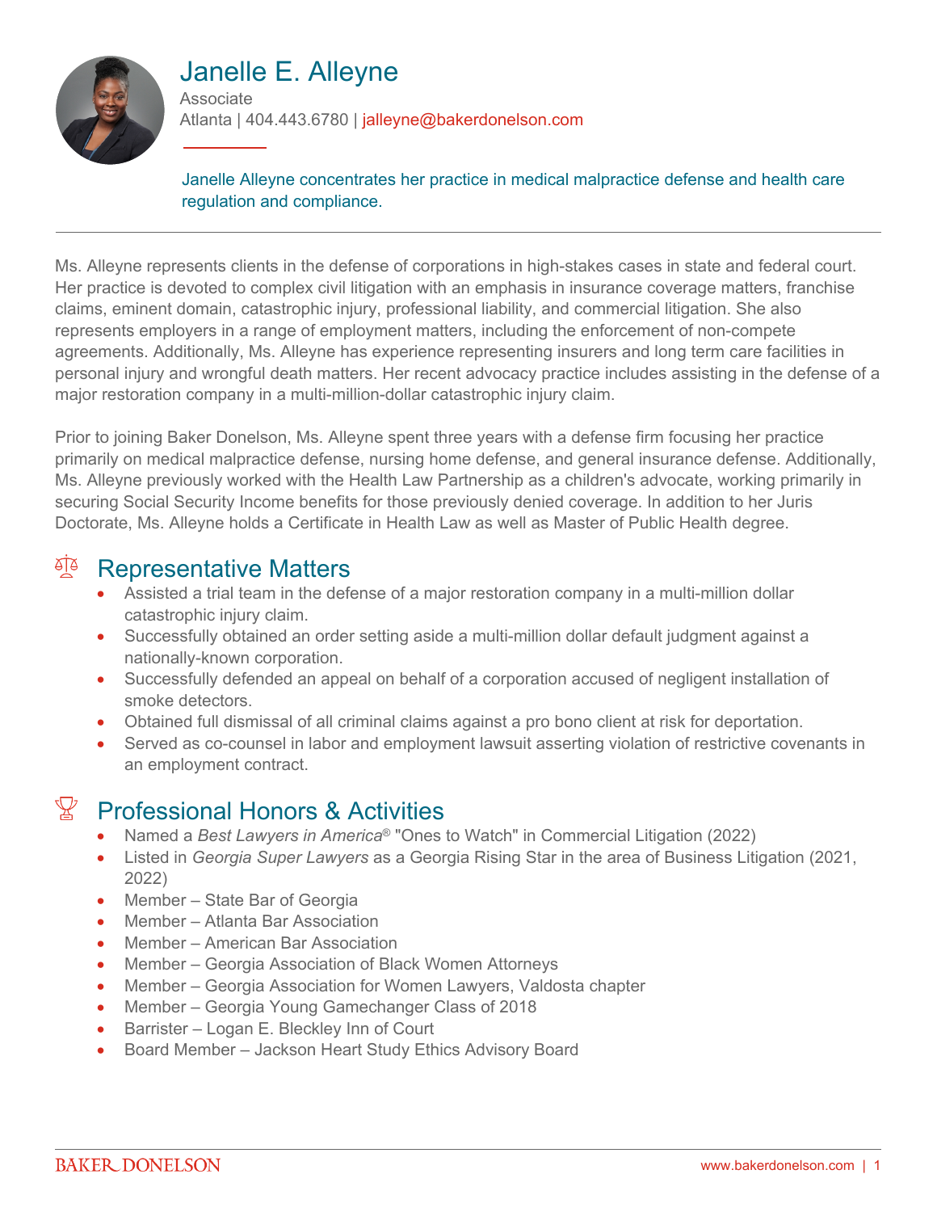# Janelle E. Alleyne

Associate

Atlanta | 404.443.6780 | jalleyne@bakerdonelson.com

Janelle Alleyne concentrates her practice in medical malpractice defense and health care regulation and compliance.

Ms. Alleyne represents clients in the defense of corporations in high-stakes cases in state and federal court. Her practice is devoted to complex civil litigation with an emphasis in insurance coverage matters, franchise claims, eminent domain, catastrophic injury, professional liability, and commercial litigation. She also represents employers in a range of employment matters, including the enforcement of non-compete agreements. Additionally, Ms. Alleyne has experience representing insurers and long term care facilities in personal injury and wrongful death matters. Her recent advocacy practice includes assisting in the defense of a major restoration company in a multi-million-dollar catastrophic injury claim.

Prior to joining Baker Donelson, Ms. Alleyne spent three years with a defense firm focusing her practice primarily on medical malpractice defense, nursing home defense, and general insurance defense. Additionally, Ms. Alleyne previously worked with the Health Law Partnership as a children's advocate, working primarily in securing Social Security Income benefits for those previously denied coverage. In addition to her Juris Doctorate, Ms. Alleyne holds a Certificate in Health Law as well as Master of Public Health degree.

## Representative Matters

- Assisted a trial team in the defense of a major restoration company in a multi-million dollar catastrophic injury claim.
- Successfully obtained an order setting aside a multi-million dollar default judgment against a nationally-known corporation.
- Successfully defended an appeal on behalf of a corporation accused of negligent installation of smoke detectors.
- Obtained full dismissal of all criminal claims against a pro bono client at risk for deportation.
- Served as co-counsel in labor and employment lawsuit asserting violation of restrictive covenants in an employment contract.

## Professional Honors & Activities

- Named a *Best Lawyers in America*® "Ones to Watch" in Commercial Litigation (2022)
- Listed in *Georgia Super Lawyers* as a Georgia Rising Star in the area of Business Litigation (2021, 2022)
- Member – State Bar of Georgia
- Member – Atlanta Bar Association
- Member – American Bar Association
- Member – Georgia Association of Black Women Attorneys
- Member – Georgia Association for Women Lawyers, Valdosta chapter
- Member – Georgia Young Gamechanger Class of 2018
- Barrister – Logan E. Bleckley Inn of Court
- Board Member – Jackson Heart Study Ethics Advisory Board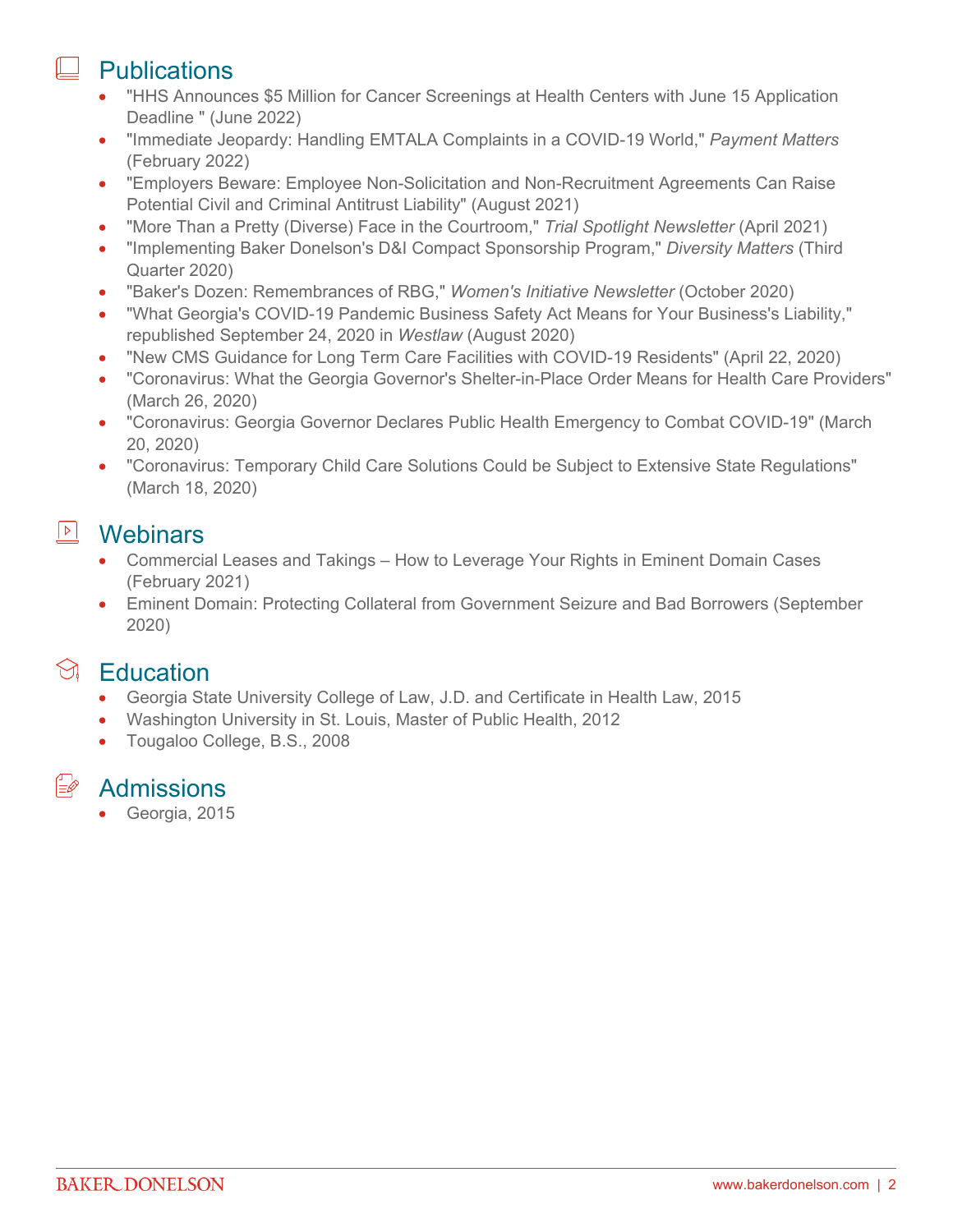## Publications

- "HHS Announces $5 Million for Cancer Screenings at Health Centers with June 15 Application Deadline " (June 2022)
- "Immediate Jeopardy: Handling EMTALA Complaints in a COVID-19 World," *Payment Matters* (February 2022)
- "Employers Beware: Employee Non-Solicitation and Non-Recruitment Agreements Can Raise Potential Civil and Criminal Antitrust Liability" (August 2021)
- "More Than a Pretty (Diverse) Face in the Courtroom," *Trial Spotlight Newsletter* (April 2021)
- "Implementing Baker Donelson's D&I Compact Sponsorship Program," *Diversity Matters* (Third Quarter 2020)
- "Baker's Dozen: Remembrances of RBG," *Women's Initiative Newsletter* (October 2020)
- "What Georgia's COVID-19 Pandemic Business Safety Act Means for Your Business's Liability," republished September 24, 2020 in *Westlaw* (August 2020)
- "New CMS Guidance for Long Term Care Facilities with COVID-19 Residents" (April 22, 2020)
- "Coronavirus: What the Georgia Governor's Shelter-in-Place Order Means for Health Care Providers" (March 26, 2020)
- "Coronavirus: Georgia Governor Declares Public Health Emergency to Combat COVID-19" (March 20, 2020)
- "Coronavirus: Temporary Child Care Solutions Could be Subject to Extensive State Regulations" (March 18, 2020)

## Webinars

- Commercial Leases and Takings – How to Leverage Your Rights in Eminent Domain Cases (February 2021)
- Eminent Domain: Protecting Collateral from Government Seizure and Bad Borrowers (September 2020)

## Education

- Georgia State University College of Law, J.D. and Certificate in Health Law, 2015
- Washington University in St. Louis, Master of Public Health, 2012
- Tougaloo College, B.S., 2008

## Admissions

- Georgia, 2015